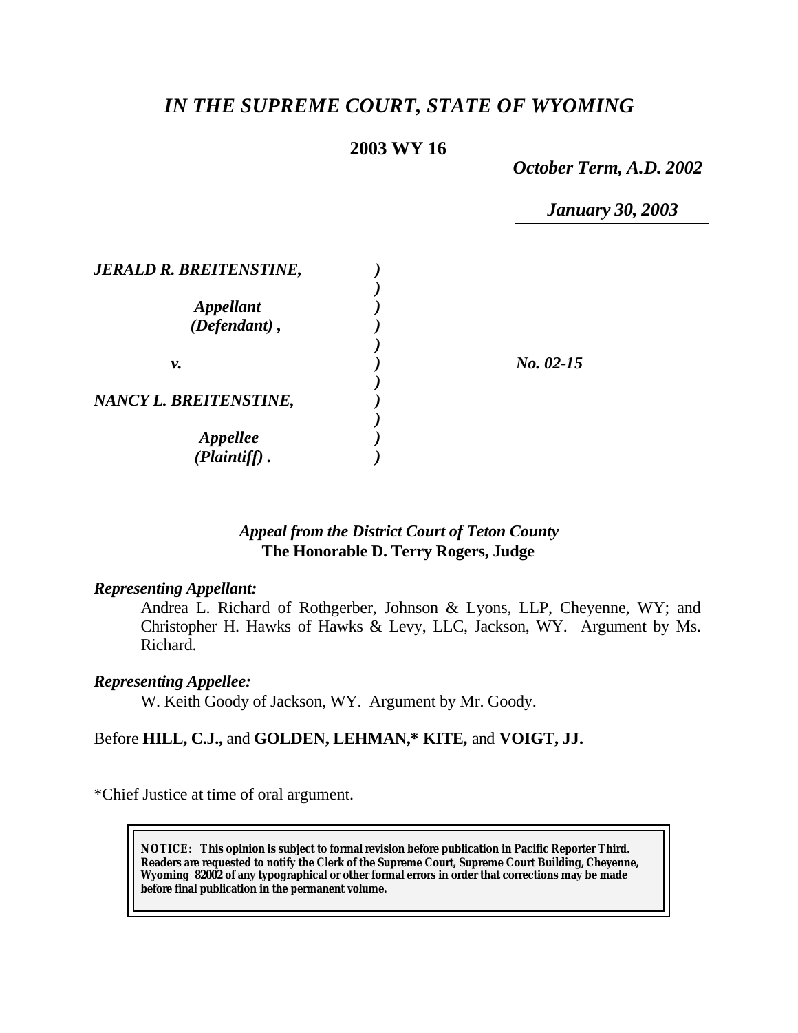# *IN THE SUPREME COURT, STATE OF WYOMING*

**2003 WY 16**

*October Term, A.D. 2002*

*January 30, 2003*

| | | |
|---|---|---|
| *JERALD R. BREITENSTINE,* | ) | |
| | ) | |
| *Appellant* | ) | |
| *(Defendant) ,* | ) | |
| | ) | |
| *v.* | ) | *No. 02-15* |
| | ) | |
| *NANCY L. BREITENSTINE,* | ) | |
| | ) | |
| *Appellee* | ) | |
| *(Plaintiff) .* | ) | |

*Appeal from the District Court of Teton County*
**The Honorable D. Terry Rogers, Judge**

***Representing Appellant:***

Andrea L. Richard of Rothgerber, Johnson & Lyons, LLP, Cheyenne, WY; and Christopher H. Hawks of Hawks & Levy, LLC, Jackson, WY. Argument by Ms. Richard.

***Representing Appellee:***

W. Keith Goody of Jackson, WY. Argument by Mr. Goody.

Before **HILL, C.J.,** and **GOLDEN, LEHMAN,\* KITE,** and **VOIGT, JJ.**

\*Chief Justice at time of oral argument.

**NOTICE: This opinion is subject to formal revision before publication in Pacific Reporter Third. Readers are requested to notify the Clerk of the Supreme Court, Supreme Court Building, Cheyenne, Wyoming 82002 of any typographical or other formal errors in order that corrections may be made before final publication in the permanent volume.**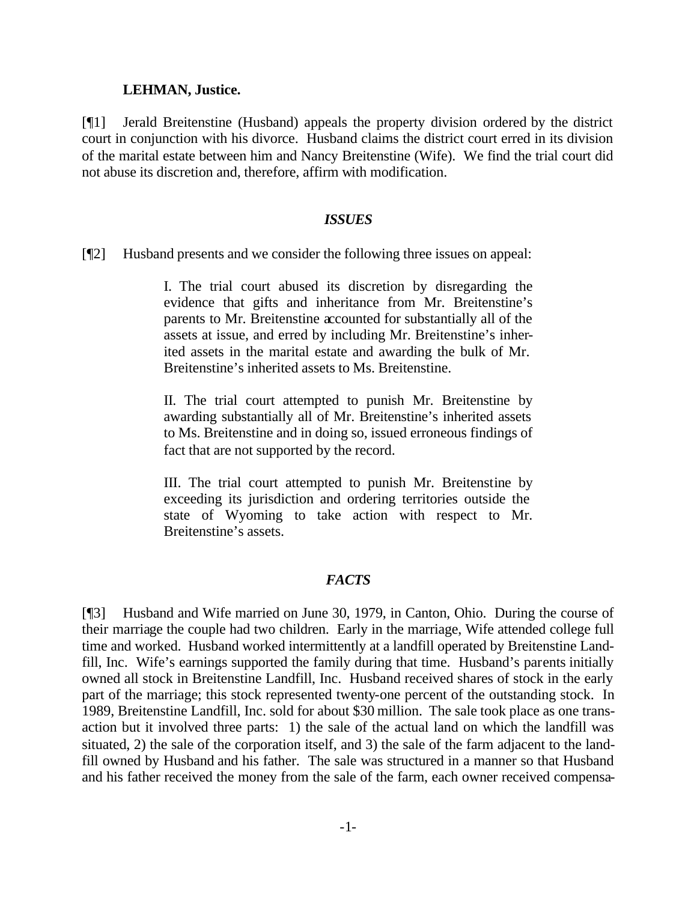**LEHMAN, Justice.**

[¶1] Jerald Breitenstine (Husband) appeals the property division ordered by the district court in conjunction with his divorce. Husband claims the district court erred in its division of the marital estate between him and Nancy Breitenstine (Wife). We find the trial court did not abuse its discretion and, therefore, affirm with modification.

### *ISSUES*

[¶2] Husband presents and we consider the following three issues on appeal:

> I. The trial court abused its discretion by disregarding the evidence that gifts and inheritance from Mr. Breitenstine's parents to Mr. Breitenstine accounted for substantially all of the assets at issue, and erred by including Mr. Breitenstine's inherited assets in the marital estate and awarding the bulk of Mr. Breitenstine's inherited assets to Ms. Breitenstine.
>
> II. The trial court attempted to punish Mr. Breitenstine by awarding substantially all of Mr. Breitenstine's inherited assets to Ms. Breitenstine and in doing so, issued erroneous findings of fact that are not supported by the record.
>
> III. The trial court attempted to punish Mr. Breitenstine by exceeding its jurisdiction and ordering territories outside the state of Wyoming to take action with respect to Mr. Breitenstine's assets.

### *FACTS*

[¶3] Husband and Wife married on June 30, 1979, in Canton, Ohio. During the course of their marriage the couple had two children. Early in the marriage, Wife attended college full time and worked. Husband worked intermittently at a landfill operated by Breitenstine Landfill, Inc. Wife's earnings supported the family during that time. Husband's parents initially owned all stock in Breitenstine Landfill, Inc. Husband received shares of stock in the early part of the marriage; this stock represented twenty-one percent of the outstanding stock. In 1989, Breitenstine Landfill, Inc. sold for about $30 million. The sale took place as one transaction but it involved three parts: 1) the sale of the actual land on which the landfill was situated, 2) the sale of the corporation itself, and 3) the sale of the farm adjacent to the landfill owned by Husband and his father. The sale was structured in a manner so that Husband and his father received the money from the sale of the farm, each owner received compensa-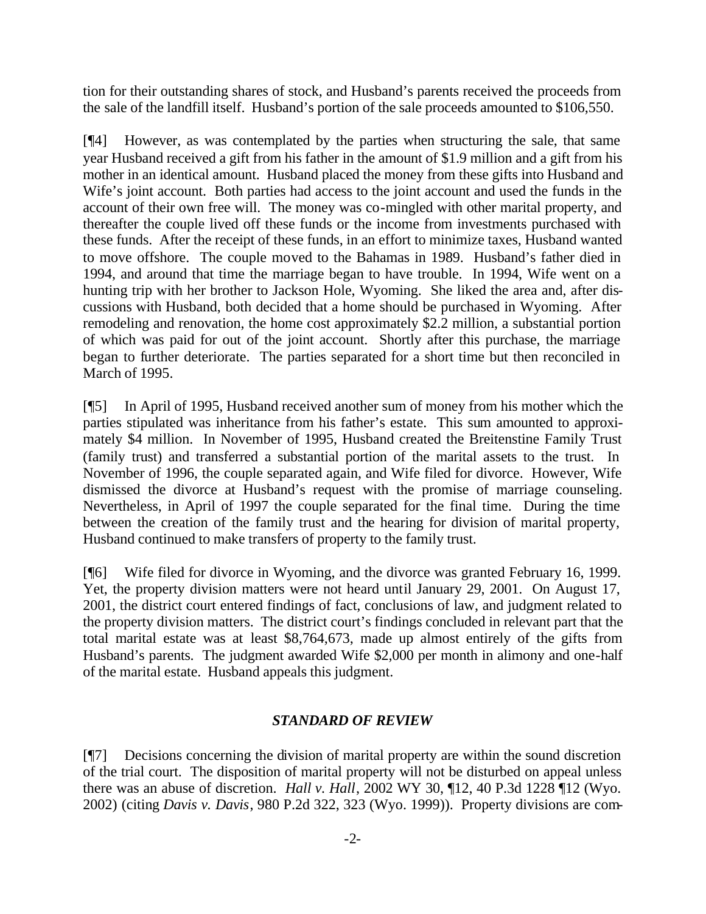tion for their outstanding shares of stock, and Husband's parents received the proceeds from the sale of the landfill itself. Husband's portion of the sale proceeds amounted to $106,550.

[¶4] However, as was contemplated by the parties when structuring the sale, that same year Husband received a gift from his father in the amount of $1.9 million and a gift from his mother in an identical amount. Husband placed the money from these gifts into Husband and Wife's joint account. Both parties had access to the joint account and used the funds in the account of their own free will. The money was co-mingled with other marital property, and thereafter the couple lived off these funds or the income from investments purchased with these funds. After the receipt of these funds, in an effort to minimize taxes, Husband wanted to move offshore. The couple moved to the Bahamas in 1989. Husband's father died in 1994, and around that time the marriage began to have trouble. In 1994, Wife went on a hunting trip with her brother to Jackson Hole, Wyoming. She liked the area and, after discussions with Husband, both decided that a home should be purchased in Wyoming. After remodeling and renovation, the home cost approximately $2.2 million, a substantial portion of which was paid for out of the joint account. Shortly after this purchase, the marriage began to further deteriorate. The parties separated for a short time but then reconciled in March of 1995.

[¶5] In April of 1995, Husband received another sum of money from his mother which the parties stipulated was inheritance from his father's estate. This sum amounted to approximately $4 million. In November of 1995, Husband created the Breitenstine Family Trust (family trust) and transferred a substantial portion of the marital assets to the trust. In November of 1996, the couple separated again, and Wife filed for divorce. However, Wife dismissed the divorce at Husband's request with the promise of marriage counseling. Nevertheless, in April of 1997 the couple separated for the final time. During the time between the creation of the family trust and the hearing for division of marital property, Husband continued to make transfers of property to the family trust.

[¶6] Wife filed for divorce in Wyoming, and the divorce was granted February 16, 1999. Yet, the property division matters were not heard until January 29, 2001. On August 17, 2001, the district court entered findings of fact, conclusions of law, and judgment related to the property division matters. The district court's findings concluded in relevant part that the total marital estate was at least $8,764,673, made up almost entirely of the gifts from Husband's parents. The judgment awarded Wife $2,000 per month in alimony and one-half of the marital estate. Husband appeals this judgment.

### *STANDARD OF REVIEW*

[¶7] Decisions concerning the division of marital property are within the sound discretion of the trial court. The disposition of marital property will not be disturbed on appeal unless there was an abuse of discretion. *Hall v. Hall*, 2002 WY 30, ¶12, 40 P.3d 1228 ¶12 (Wyo. 2002) (citing *Davis v. Davis*, 980 P.2d 322, 323 (Wyo. 1999)). Property divisions are com-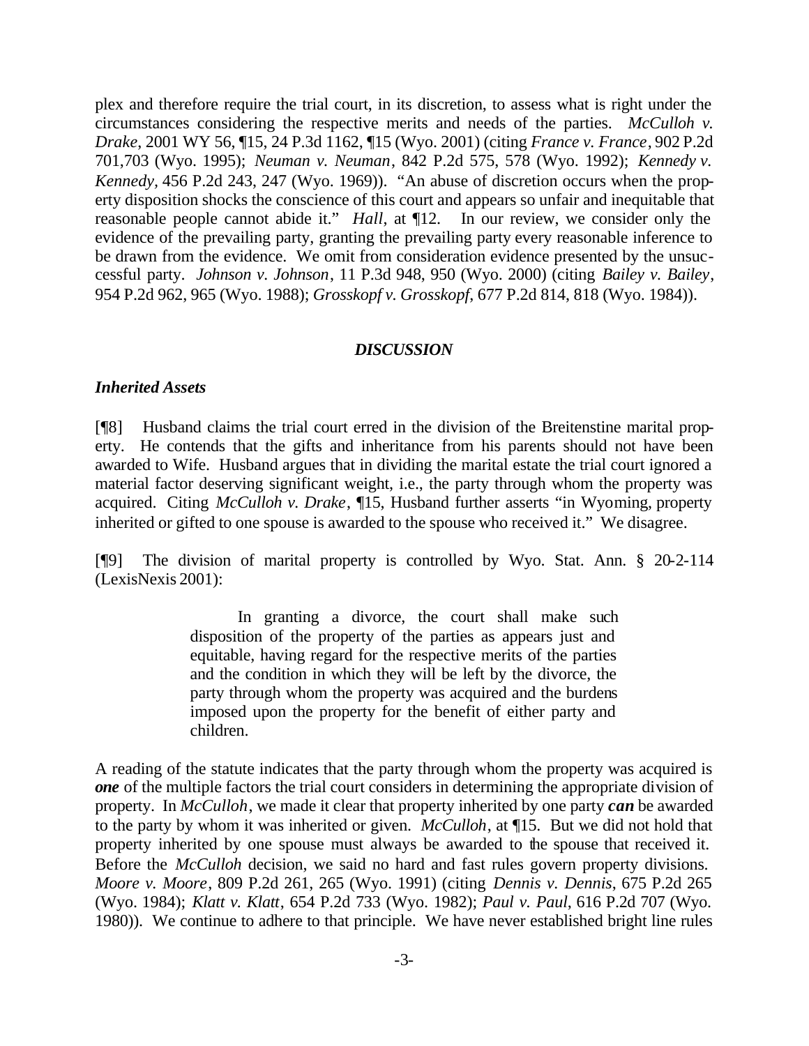plex and therefore require the trial court, in its discretion, to assess what is right under the circumstances considering the respective merits and needs of the parties. *McCulloh v. Drake*, 2001 WY 56, ¶15, 24 P.3d 1162, ¶15 (Wyo. 2001) (citing *France v. France*, 902 P.2d 701,703 (Wyo. 1995); *Neuman v. Neuman*, 842 P.2d 575, 578 (Wyo. 1992); *Kennedy v. Kennedy*, 456 P.2d 243, 247 (Wyo. 1969)). "An abuse of discretion occurs when the property disposition shocks the conscience of this court and appears so unfair and inequitable that reasonable people cannot abide it." *Hall*, at ¶12. In our review, we consider only the evidence of the prevailing party, granting the prevailing party every reasonable inference to be drawn from the evidence. We omit from consideration evidence presented by the unsuccessful party. *Johnson v. Johnson*, 11 P.3d 948, 950 (Wyo. 2000) (citing *Bailey v. Bailey*, 954 P.2d 962, 965 (Wyo. 1988); *Grosskopf v. Grosskopf*, 677 P.2d 814, 818 (Wyo. 1984)).

## *DISCUSSION*

### *Inherited Assets*

[¶8] Husband claims the trial court erred in the division of the Breitenstine marital property. He contends that the gifts and inheritance from his parents should not have been awarded to Wife. Husband argues that in dividing the marital estate the trial court ignored a material factor deserving significant weight, i.e., the party through whom the property was acquired. Citing *McCulloh v. Drake*, ¶15, Husband further asserts "in Wyoming, property inherited or gifted to one spouse is awarded to the spouse who received it." We disagree.

[¶9] The division of marital property is controlled by Wyo. Stat. Ann. § 20-2-114 (LexisNexis 2001):

> In granting a divorce, the court shall make such disposition of the property of the parties as appears just and equitable, having regard for the respective merits of the parties and the condition in which they will be left by the divorce, the party through whom the property was acquired and the burdens imposed upon the property for the benefit of either party and children.

A reading of the statute indicates that the party through whom the property was acquired is ***one*** of the multiple factors the trial court considers in determining the appropriate division of property. In *McCulloh*, we made it clear that property inherited by one party ***can*** be awarded to the party by whom it was inherited or given. *McCulloh*, at ¶15. But we did not hold that property inherited by one spouse must always be awarded to the spouse that received it. Before the *McCulloh* decision, we said no hard and fast rules govern property divisions. *Moore v. Moore*, 809 P.2d 261, 265 (Wyo. 1991) (citing *Dennis v. Dennis*, 675 P.2d 265 (Wyo. 1984); *Klatt v. Klatt*, 654 P.2d 733 (Wyo. 1982); *Paul v. Paul*, 616 P.2d 707 (Wyo. 1980)). We continue to adhere to that principle. We have never established bright line rules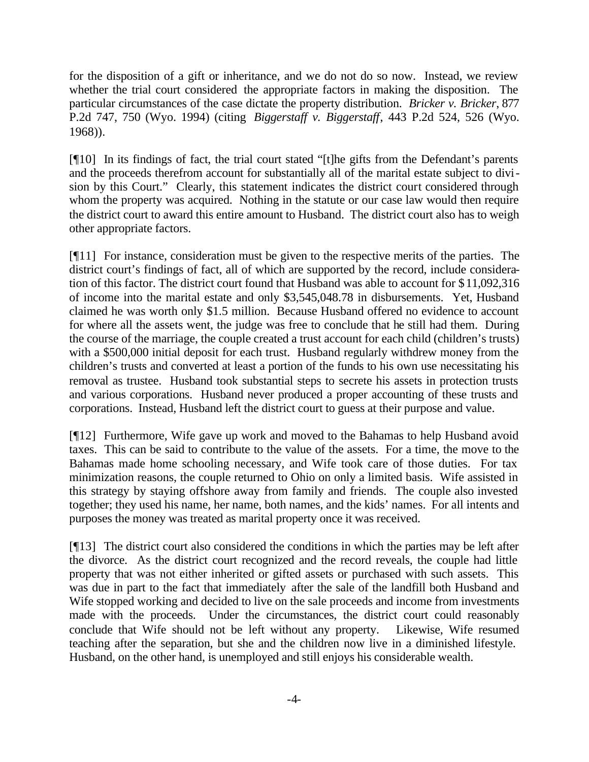for the disposition of a gift or inheritance, and we do not do so now. Instead, we review whether the trial court considered the appropriate factors in making the disposition. The particular circumstances of the case dictate the property distribution. *Bricker v. Bricker*, 877 P.2d 747, 750 (Wyo. 1994) (citing *Biggerstaff v. Biggerstaff*, 443 P.2d 524, 526 (Wyo. 1968)).

[¶10] In its findings of fact, the trial court stated "[t]he gifts from the Defendant's parents and the proceeds therefrom account for substantially all of the marital estate subject to division by this Court." Clearly, this statement indicates the district court considered through whom the property was acquired. Nothing in the statute or our case law would then require the district court to award this entire amount to Husband. The district court also has to weigh other appropriate factors.

[¶11] For instance, consideration must be given to the respective merits of the parties. The district court's findings of fact, all of which are supported by the record, include consideration of this factor. The district court found that Husband was able to account for $11,092,316 of income into the marital estate and only $3,545,048.78 in disbursements. Yet, Husband claimed he was worth only $1.5 million. Because Husband offered no evidence to account for where all the assets went, the judge was free to conclude that he still had them. During the course of the marriage, the couple created a trust account for each child (children's trusts) with a $500,000 initial deposit for each trust. Husband regularly withdrew money from the children's trusts and converted at least a portion of the funds to his own use necessitating his removal as trustee. Husband took substantial steps to secrete his assets in protection trusts and various corporations. Husband never produced a proper accounting of these trusts and corporations. Instead, Husband left the district court to guess at their purpose and value.

[¶12] Furthermore, Wife gave up work and moved to the Bahamas to help Husband avoid taxes. This can be said to contribute to the value of the assets. For a time, the move to the Bahamas made home schooling necessary, and Wife took care of those duties. For tax minimization reasons, the couple returned to Ohio on only a limited basis. Wife assisted in this strategy by staying offshore away from family and friends. The couple also invested together; they used his name, her name, both names, and the kids' names. For all intents and purposes the money was treated as marital property once it was received.

[¶13] The district court also considered the conditions in which the parties may be left after the divorce. As the district court recognized and the record reveals, the couple had little property that was not either inherited or gifted assets or purchased with such assets. This was due in part to the fact that immediately after the sale of the landfill both Husband and Wife stopped working and decided to live on the sale proceeds and income from investments made with the proceeds. Under the circumstances, the district court could reasonably conclude that Wife should not be left without any property. Likewise, Wife resumed teaching after the separation, but she and the children now live in a diminished lifestyle. Husband, on the other hand, is unemployed and still enjoys his considerable wealth.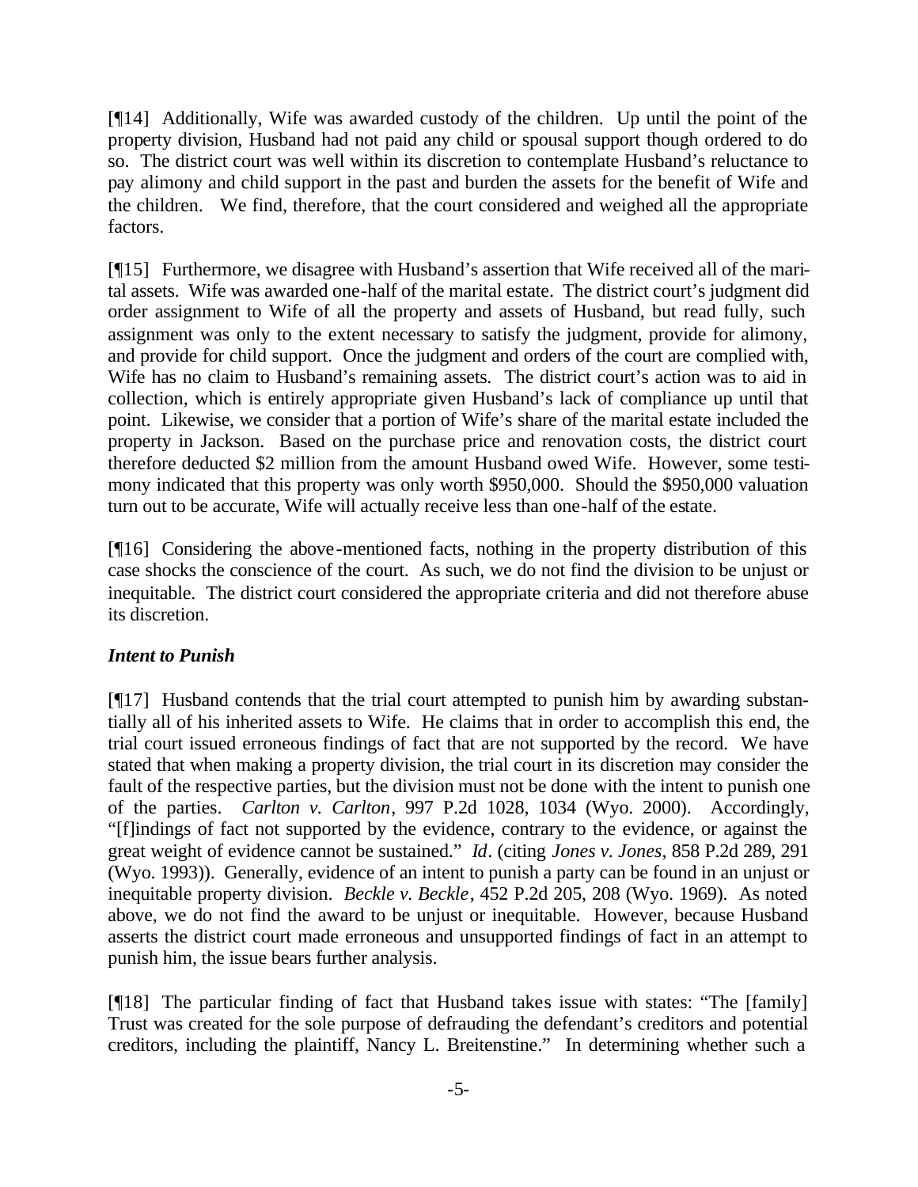[¶14] Additionally, Wife was awarded custody of the children. Up until the point of the property division, Husband had not paid any child or spousal support though ordered to do so. The district court was well within its discretion to contemplate Husband's reluctance to pay alimony and child support in the past and burden the assets for the benefit of Wife and the children. We find, therefore, that the court considered and weighed all the appropriate factors.

[¶15] Furthermore, we disagree with Husband's assertion that Wife received all of the marital assets. Wife was awarded one-half of the marital estate. The district court's judgment did order assignment to Wife of all the property and assets of Husband, but read fully, such assignment was only to the extent necessary to satisfy the judgment, provide for alimony, and provide for child support. Once the judgment and orders of the court are complied with, Wife has no claim to Husband's remaining assets. The district court's action was to aid in collection, which is entirely appropriate given Husband's lack of compliance up until that point. Likewise, we consider that a portion of Wife's share of the marital estate included the property in Jackson. Based on the purchase price and renovation costs, the district court therefore deducted $2 million from the amount Husband owed Wife. However, some testimony indicated that this property was only worth $950,000. Should the $950,000 valuation turn out to be accurate, Wife will actually receive less than one-half of the estate.

[¶16] Considering the above-mentioned facts, nothing in the property distribution of this case shocks the conscience of the court. As such, we do not find the division to be unjust or inequitable. The district court considered the appropriate criteria and did not therefore abuse its discretion.

### *Intent to Punish*

[¶17] Husband contends that the trial court attempted to punish him by awarding substantially all of his inherited assets to Wife. He claims that in order to accomplish this end, the trial court issued erroneous findings of fact that are not supported by the record. We have stated that when making a property division, the trial court in its discretion may consider the fault of the respective parties, but the division must not be done with the intent to punish one of the parties. *Carlton v. Carlton*, 997 P.2d 1028, 1034 (Wyo. 2000). Accordingly, "[f]indings of fact not supported by the evidence, contrary to the evidence, or against the great weight of evidence cannot be sustained." *Id*. (citing *Jones v. Jones*, 858 P.2d 289, 291 (Wyo. 1993)). Generally, evidence of an intent to punish a party can be found in an unjust or inequitable property division. *Beckle v. Beckle*, 452 P.2d 205, 208 (Wyo. 1969). As noted above, we do not find the award to be unjust or inequitable. However, because Husband asserts the district court made erroneous and unsupported findings of fact in an attempt to punish him, the issue bears further analysis.

[¶18] The particular finding of fact that Husband takes issue with states: "The [family] Trust was created for the sole purpose of defrauding the defendant's creditors and potential creditors, including the plaintiff, Nancy L. Breitenstine." In determining whether such a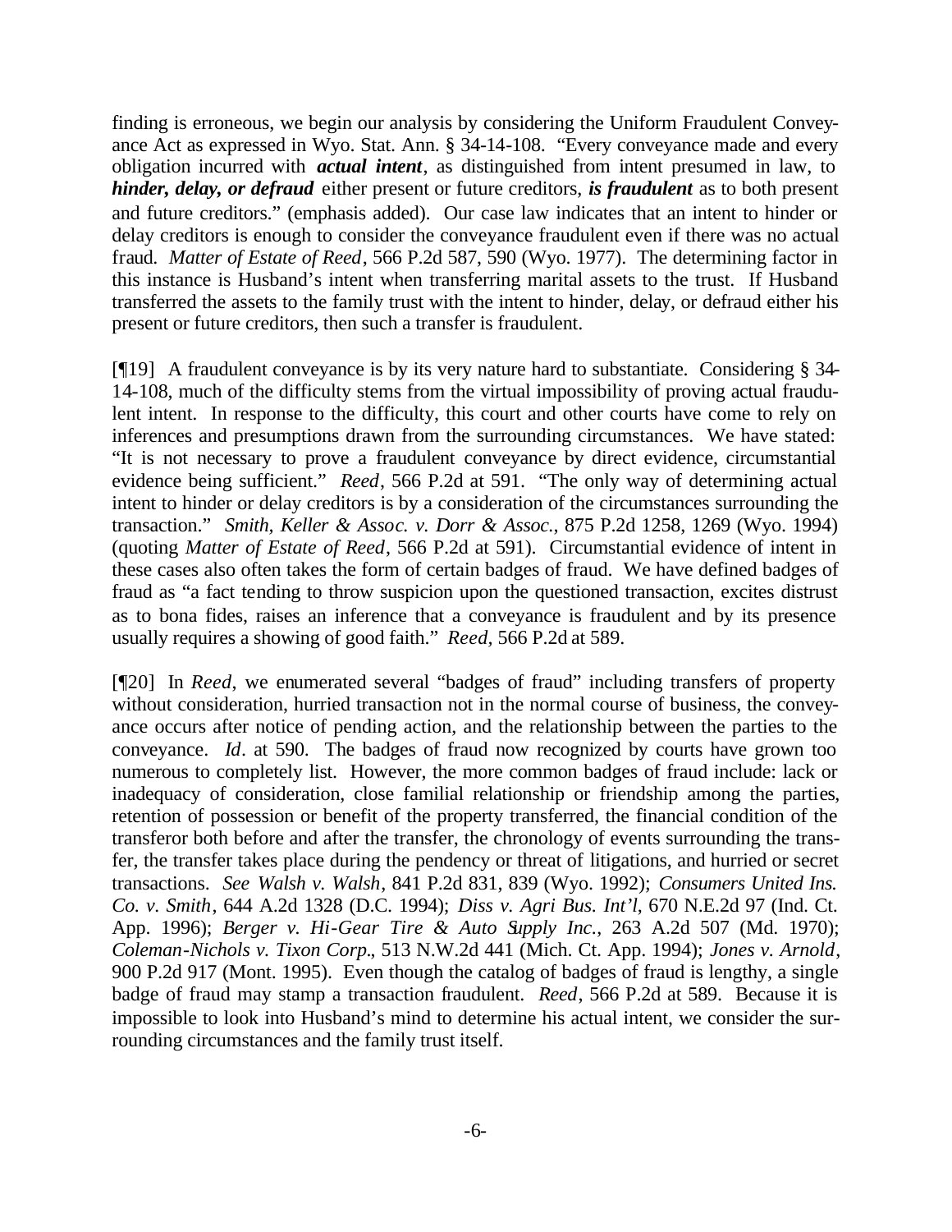finding is erroneous, we begin our analysis by considering the Uniform Fraudulent Conveyance Act as expressed in Wyo. Stat. Ann. § 34-14-108. "Every conveyance made and every obligation incurred with ***actual intent***, as distinguished from intent presumed in law, to ***hinder, delay, or defraud*** either present or future creditors, ***is fraudulent*** as to both present and future creditors." (emphasis added). Our case law indicates that an intent to hinder or delay creditors is enough to consider the conveyance fraudulent even if there was no actual fraud. *Matter of Estate of Reed*, 566 P.2d 587, 590 (Wyo. 1977). The determining factor in this instance is Husband's intent when transferring marital assets to the trust. If Husband transferred the assets to the family trust with the intent to hinder, delay, or defraud either his present or future creditors, then such a transfer is fraudulent.

[¶19] A fraudulent conveyance is by its very nature hard to substantiate. Considering § 34-14-108, much of the difficulty stems from the virtual impossibility of proving actual fraudulent intent. In response to the difficulty, this court and other courts have come to rely on inferences and presumptions drawn from the surrounding circumstances. We have stated: "It is not necessary to prove a fraudulent conveyance by direct evidence, circumstantial evidence being sufficient." *Reed*, 566 P.2d at 591. "The only way of determining actual intent to hinder or delay creditors is by a consideration of the circumstances surrounding the transaction." *Smith, Keller & Assoc. v. Dorr & Assoc.*, 875 P.2d 1258, 1269 (Wyo. 1994) (quoting *Matter of Estate of Reed*, 566 P.2d at 591). Circumstantial evidence of intent in these cases also often takes the form of certain badges of fraud. We have defined badges of fraud as "a fact tending to throw suspicion upon the questioned transaction, excites distrust as to bona fides, raises an inference that a conveyance is fraudulent and by its presence usually requires a showing of good faith." *Reed,* 566 P.2d at 589.

[¶20] In *Reed*, we enumerated several "badges of fraud" including transfers of property without consideration, hurried transaction not in the normal course of business, the conveyance occurs after notice of pending action, and the relationship between the parties to the conveyance. *Id*. at 590. The badges of fraud now recognized by courts have grown too numerous to completely list. However, the more common badges of fraud include: lack or inadequacy of consideration, close familial relationship or friendship among the parties, retention of possession or benefit of the property transferred, the financial condition of the transferor both before and after the transfer, the chronology of events surrounding the transfer, the transfer takes place during the pendency or threat of litigations, and hurried or secret transactions. *See Walsh v. Walsh*, 841 P.2d 831, 839 (Wyo. 1992); *Consumers United Ins. Co. v. Smith*, 644 A.2d 1328 (D.C. 1994); *Diss v. Agri Bus. Int'l*, 670 N.E.2d 97 (Ind. Ct. App. 1996); *Berger v. Hi-Gear Tire & Auto Supply Inc.*, 263 A.2d 507 (Md. 1970); *Coleman-Nichols v. Tixon Corp.*, 513 N.W.2d 441 (Mich. Ct. App. 1994); *Jones v. Arnold*, 900 P.2d 917 (Mont. 1995). Even though the catalog of badges of fraud is lengthy, a single badge of fraud may stamp a transaction fraudulent. *Reed*, 566 P.2d at 589. Because it is impossible to look into Husband's mind to determine his actual intent, we consider the surrounding circumstances and the family trust itself.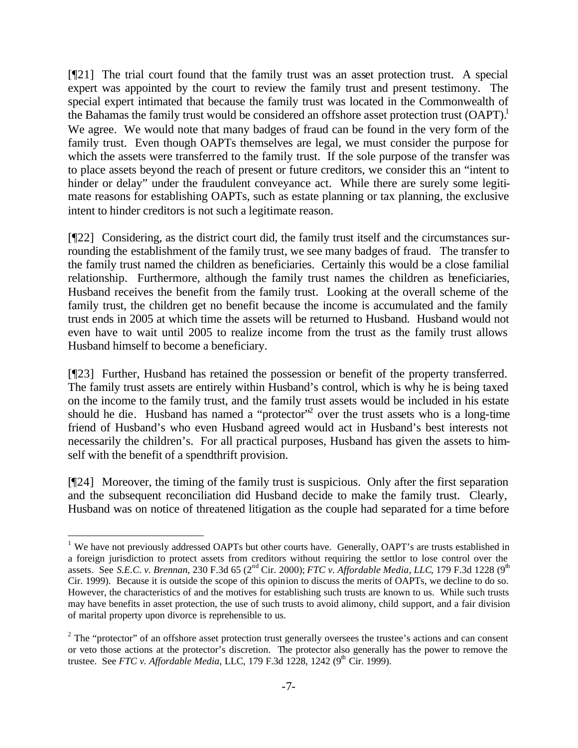[¶21] The trial court found that the family trust was an asset protection trust. A special expert was appointed by the court to review the family trust and present testimony. The special expert intimated that because the family trust was located in the Commonwealth of the Bahamas the family trust would be considered an offshore asset protection trust (OAPT).[1] We agree. We would note that many badges of fraud can be found in the very form of the family trust. Even though OAPTs themselves are legal, we must consider the purpose for which the assets were transferred to the family trust. If the sole purpose of the transfer was to place assets beyond the reach of present or future creditors, we consider this an "intent to hinder or delay" under the fraudulent conveyance act. While there are surely some legitimate reasons for establishing OAPTs, such as estate planning or tax planning, the exclusive intent to hinder creditors is not such a legitimate reason.

[¶22] Considering, as the district court did, the family trust itself and the circumstances surrounding the establishment of the family trust, we see many badges of fraud. The transfer to the family trust named the children as beneficiaries. Certainly this would be a close familial relationship. Furthermore, although the family trust names the children as beneficiaries, Husband receives the benefit from the family trust. Looking at the overall scheme of the family trust, the children get no benefit because the income is accumulated and the family trust ends in 2005 at which time the assets will be returned to Husband. Husband would not even have to wait until 2005 to realize income from the trust as the family trust allows Husband himself to become a beneficiary.

[¶23] Further, Husband has retained the possession or benefit of the property transferred. The family trust assets are entirely within Husband's control, which is why he is being taxed on the income to the family trust, and the family trust assets would be included in his estate should he die. Husband has named a "protector"[2] over the trust assets who is a long-time friend of Husband's who even Husband agreed would act in Husband's best interests not necessarily the children's. For all practical purposes, Husband has given the assets to himself with the benefit of a spendthrift provision.

[¶24] Moreover, the timing of the family trust is suspicious. Only after the first separation and the subsequent reconciliation did Husband decide to make the family trust. Clearly, Husband was on notice of threatened litigation as the couple had separated for a time before

---

[1] We have not previously addressed OAPTs but other courts have. Generally, OAPT's are trusts established in a foreign jurisdiction to protect assets from creditors without requiring the settlor to lose control over the assets. See *S.E.C. v. Brennan*, 230 F.3d 65 (2nd Cir. 2000); *FTC v. Affordable Media, LLC*, 179 F.3d 1228 (9th Cir. 1999). Because it is outside the scope of this opinion to discuss the merits of OAPTs, we decline to do so. However, the characteristics of and the motives for establishing such trusts are known to us. While such trusts may have benefits in asset protection, the use of such trusts to avoid alimony, child support, and a fair division of marital property upon divorce is reprehensible to us.

[2] The "protector" of an offshore asset protection trust generally oversees the trustee's actions and can consent or veto those actions at the protector's discretion. The protector also generally has the power to remove the trustee. See *FTC v. Affordable Media*, LLC, 179 F.3d 1228, 1242 (9th Cir. 1999).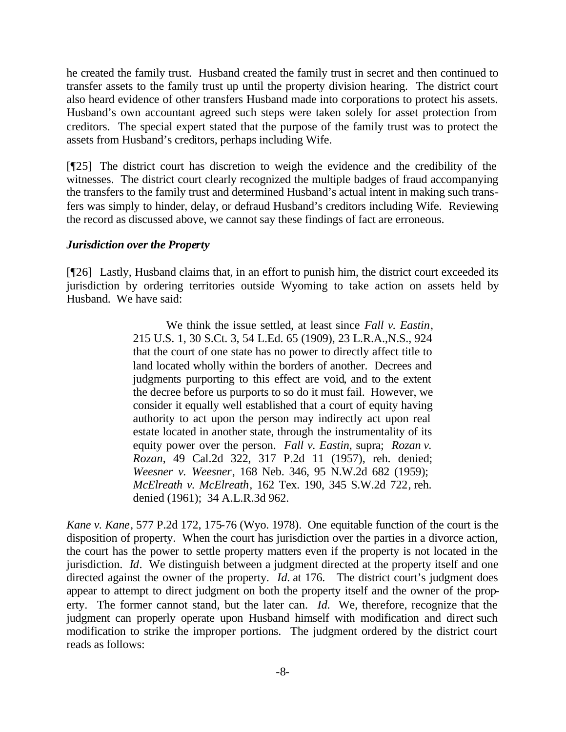he created the family trust. Husband created the family trust in secret and then continued to transfer assets to the family trust up until the property division hearing. The district court also heard evidence of other transfers Husband made into corporations to protect his assets. Husband's own accountant agreed such steps were taken solely for asset protection from creditors. The special expert stated that the purpose of the family trust was to protect the assets from Husband's creditors, perhaps including Wife.

[¶25] The district court has discretion to weigh the evidence and the credibility of the witnesses. The district court clearly recognized the multiple badges of fraud accompanying the transfers to the family trust and determined Husband's actual intent in making such transfers was simply to hinder, delay, or defraud Husband's creditors including Wife. Reviewing the record as discussed above, we cannot say these findings of fact are erroneous.

***Jurisdiction over the Property***

[¶26] Lastly, Husband claims that, in an effort to punish him, the district court exceeded its jurisdiction by ordering territories outside Wyoming to take action on assets held by Husband. We have said:

> We think the issue settled, at least since *Fall v. Eastin*, 215 U.S. 1, 30 S.Ct. 3, 54 L.Ed. 65 (1909), 23 L.R.A.,N.S., 924 that the court of one state has no power to directly affect title to land located wholly within the borders of another. Decrees and judgments purporting to this effect are void, and to the extent the decree before us purports to so do it must fail. However, we consider it equally well established that a court of equity having authority to act upon the person may indirectly act upon real estate located in another state, through the instrumentality of its equity power over the person. *Fall v. Eastin*, supra; *Rozan v. Rozan*, 49 Cal.2d 322, 317 P.2d 11 (1957), reh. denied; *Weesner v. Weesner*, 168 Neb. 346, 95 N.W.2d 682 (1959); *McElreath v. McElreath*, 162 Tex. 190, 345 S.W.2d 722, reh. denied (1961); 34 A.L.R.3d 962.

*Kane v. Kane*, 577 P.2d 172, 175-76 (Wyo. 1978). One equitable function of the court is the disposition of property. When the court has jurisdiction over the parties in a divorce action, the court has the power to settle property matters even if the property is not located in the jurisdiction. *Id*. We distinguish between a judgment directed at the property itself and one directed against the owner of the property. *Id.* at 176. The district court's judgment does appear to attempt to direct judgment on both the property itself and the owner of the property. The former cannot stand, but the later can. *Id.* We, therefore, recognize that the judgment can properly operate upon Husband himself with modification and direct such modification to strike the improper portions. The judgment ordered by the district court reads as follows: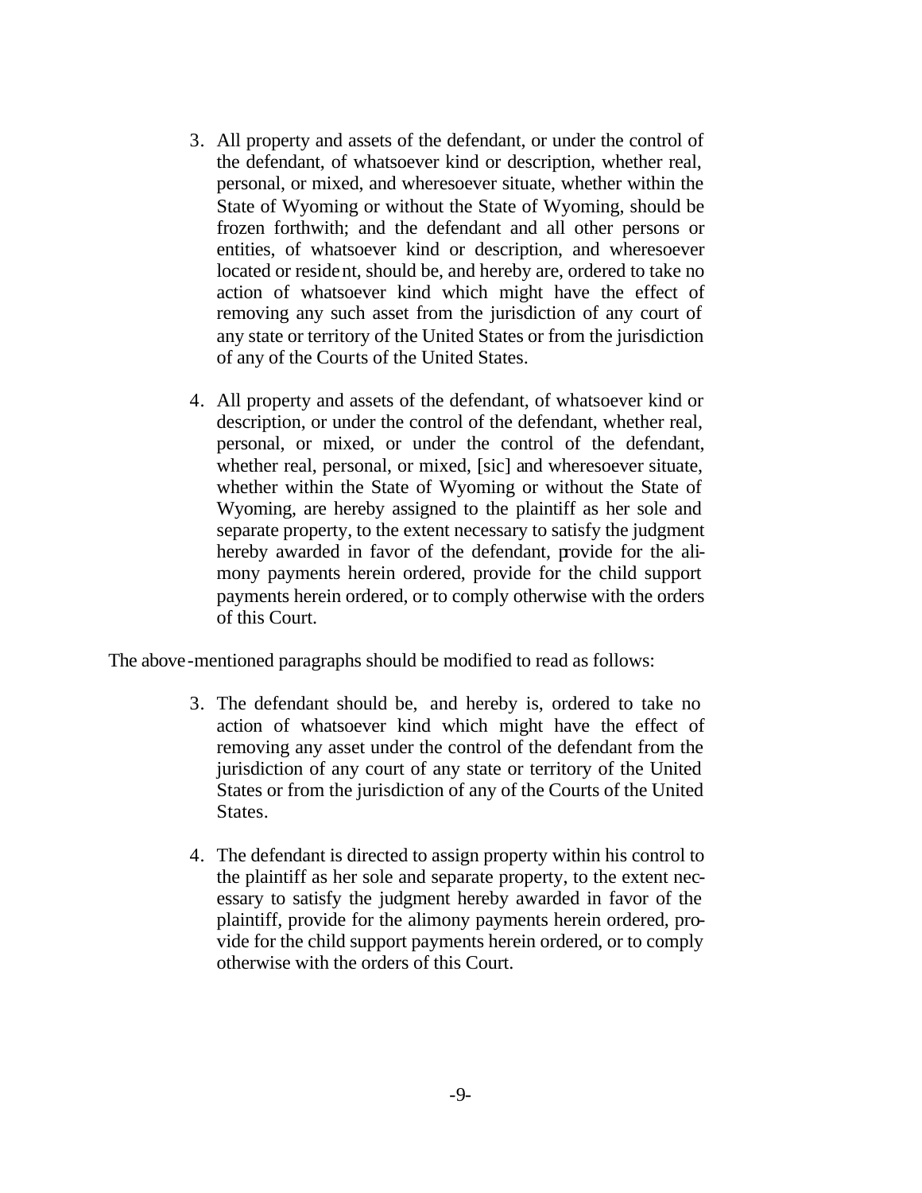> 3. All property and assets of the defendant, or under the control of the defendant, of whatsoever kind or description, whether real, personal, or mixed, and wheresoever situate, whether within the State of Wyoming or without the State of Wyoming, should be frozen forthwith; and the defendant and all other persons or entities, of whatsoever kind or description, and wheresoever located or resident, should be, and hereby are, ordered to take no action of whatsoever kind which might have the effect of removing any such asset from the jurisdiction of any court of any state or territory of the United States or from the jurisdiction of any of the Courts of the United States.
>
> 4. All property and assets of the defendant, of whatsoever kind or description, or under the control of the defendant, whether real, personal, or mixed, or under the control of the defendant, whether real, personal, or mixed, [sic] and wheresoever situate, whether within the State of Wyoming or without the State of Wyoming, are hereby assigned to the plaintiff as her sole and separate property, to the extent necessary to satisfy the judgment hereby awarded in favor of the defendant, provide for the alimony payments herein ordered, provide for the child support payments herein ordered, or to comply otherwise with the orders of this Court.

The above-mentioned paragraphs should be modified to read as follows:

> 3. The defendant should be, and hereby is, ordered to take no action of whatsoever kind which might have the effect of removing any asset under the control of the defendant from the jurisdiction of any court of any state or territory of the United States or from the jurisdiction of any of the Courts of the United States.
>
> 4. The defendant is directed to assign property within his control to the plaintiff as her sole and separate property, to the extent necessary to satisfy the judgment hereby awarded in favor of the plaintiff, provide for the alimony payments herein ordered, provide for the child support payments herein ordered, or to comply otherwise with the orders of this Court.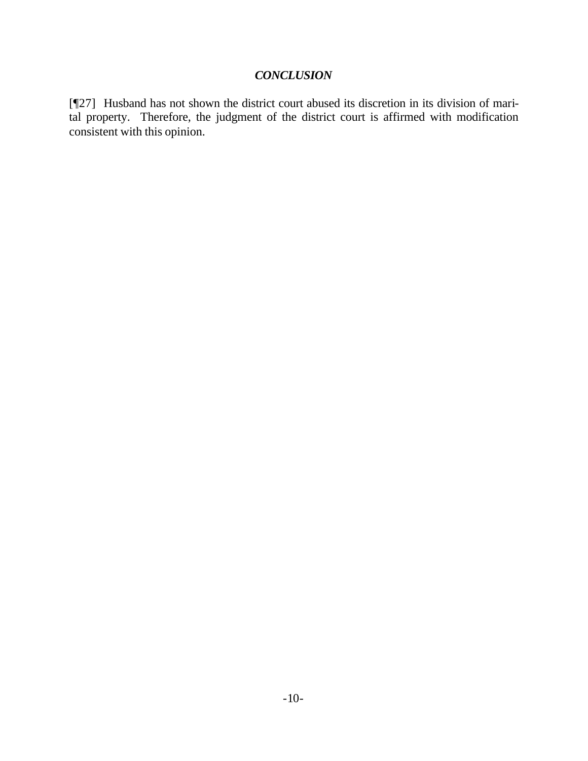## *CONCLUSION*

[¶27] Husband has not shown the district court abused its discretion in its division of marital property. Therefore, the judgment of the district court is affirmed with modification consistent with this opinion.